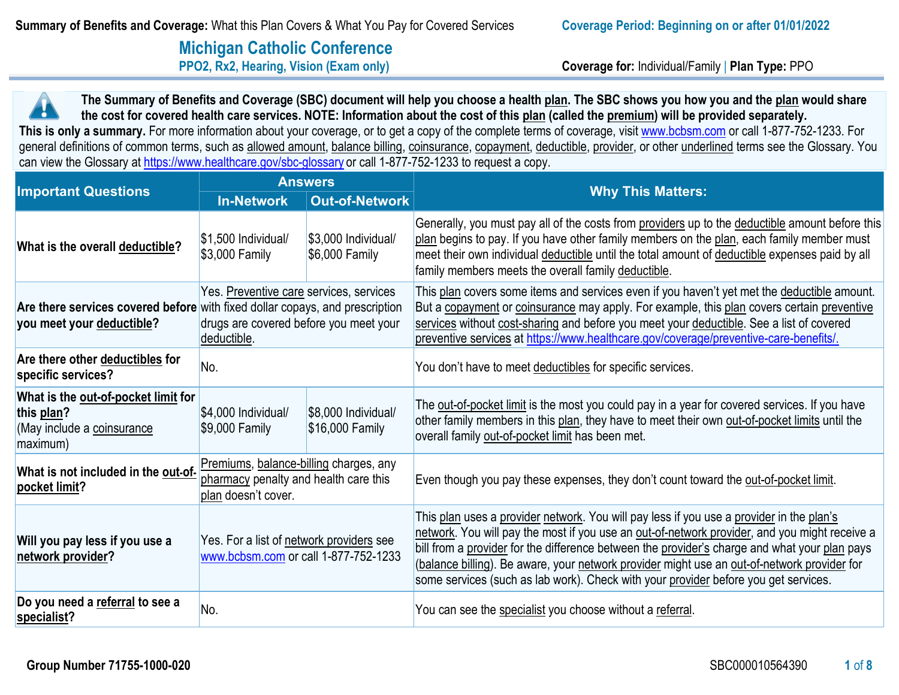**Summary of Benefits and Coverage:** What this Plan Covers & What You Pay for Covered Services

**Coverage Period: Beginning on or after 01/01/2022**

# Michigan Catholic Conference

## PPO2, Rx2, Hearing, Vision (Exam only)

**Coverage for:** Individual/Family | **Plan Type:** PPO

**The Summary of Benefits and Coverage (SBC) document will help you choose a health plan. The SBC shows you how you and the plan would share the cost for covered health care services. NOTE: Information about the cost of this plan (called the premium) will be provided separately.**

**This is only a summary.** For more information about your coverage, or to get a copy of the complete terms of coverage, visit www.bcbsm.com or call 1-877-752-1233. For general definitions of common terms, such as allowed amount, balance billing, coinsurance, copayment, deductible, provider, or other underlined terms see the Glossary. You can view the Glossary at https://www.healthcare.gov/sbc-glossary or call 1-877-752-1233 to request a copy.

| Important Questions | Answers | | Why This Matters: |
|---|---|---|---|
| | In-Network | Out-of-Network | |
| **What is the overall deductible?** | $1,500 Individual/ $3,000 Family | $3,000 Individual/ $6,000 Family | Generally, you must pay all of the costs from providers up to the deductible amount before this plan begins to pay. If you have other family members on the plan, each family member must meet their own individual deductible until the total amount of deductible expenses paid by all family members meets the overall family deductible. |
| **Are there services covered before you meet your deductible?** | Yes. Preventive care services, services with fixed dollar copays, and prescription drugs are covered before you meet your deductible. | | This plan covers some items and services even if you haven't yet met the deductible amount. But a copayment or coinsurance may apply. For example, this plan covers certain preventive services without cost-sharing and before you meet your deductible. See a list of covered preventive services at https://www.healthcare.gov/coverage/preventive-care-benefits/. |
| **Are there other deductibles for specific services?** | No. | | You don't have to meet deductibles for specific services. |
| **What is the out-of-pocket limit for this plan?** (May include a coinsurance maximum) | $4,000 Individual/ $9,000 Family | $8,000 Individual/ $16,000 Family | The out-of-pocket limit is the most you could pay in a year for covered services. If you have other family members in this plan, they have to meet their own out-of-pocket limits until the overall family out-of-pocket limit has been met. |
| **What is not included in the out-of-pocket limit?** | Premiums, balance-billing charges, any pharmacy penalty and health care this plan doesn't cover. | | Even though you pay these expenses, they don't count toward the out-of-pocket limit. |
| **Will you pay less if you use a network provider?** | Yes. For a list of network providers see www.bcbsm.com or call 1-877-752-1233 | | This plan uses a provider network. You will pay less if you use a provider in the plan's network. You will pay the most if you use an out-of-network provider, and you might receive a bill from a provider for the difference between the provider's charge and what your plan pays (balance billing). Be aware, your network provider might use an out-of-network provider for some services (such as lab work). Check with your provider before you get services. |
| **Do you need a referral to see a specialist?** | No. | | You can see the specialist you choose without a referral. |

**Group Number 71755-1000-020**

SBC000010564390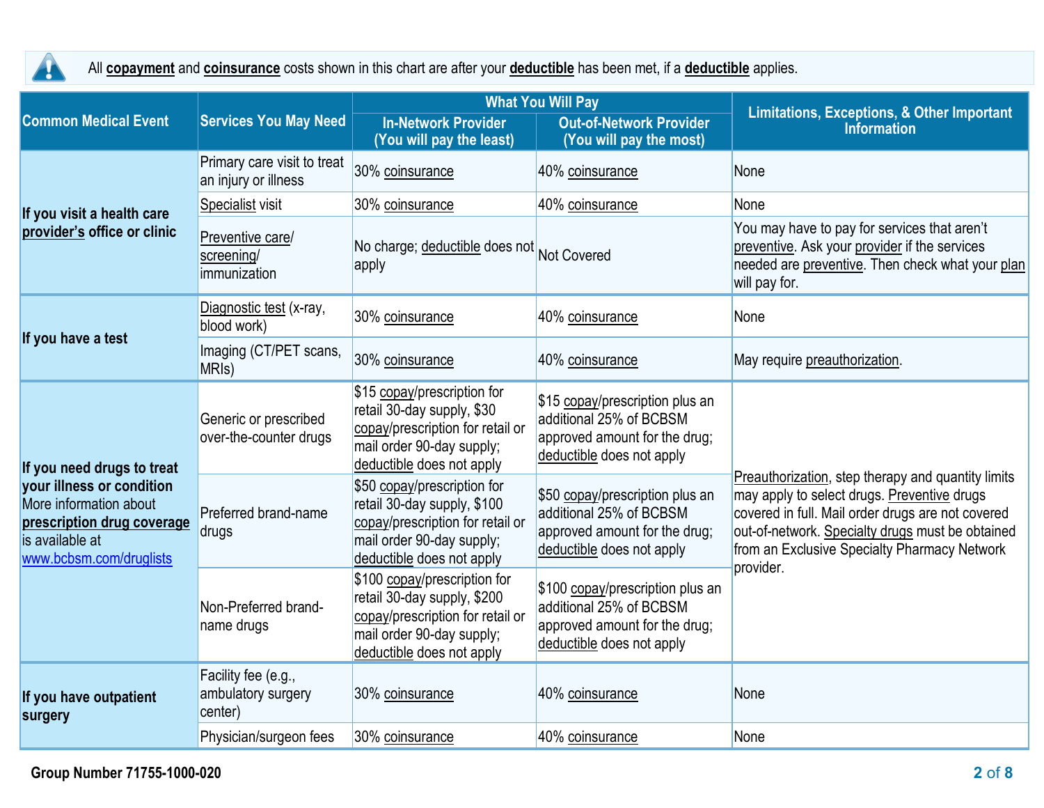All **copayment** and **coinsurance** costs shown in this chart are after your **deductible** has been met, if a **deductible** applies.

| Common Medical Event | Services You May Need | What You Will Pay | | Limitations, Exceptions, & Other Important Information |
|---|---|---|---|---|
| | | In-Network Provider (You will pay the least) | Out-of-Network Provider (You will pay the most) | |
| **If you visit a health care provider's office or clinic** | Primary care visit to treat an injury or illness | 30% coinsurance | 40% coinsurance | None |
| | Specialist visit | 30% coinsurance | 40% coinsurance | None |
| | Preventive care/ screening/ immunization | No charge; deductible does not apply | Not Covered | You may have to pay for services that aren't preventive. Ask your provider if the services needed are preventive. Then check what your plan will pay for. |
| **If you have a test** | Diagnostic test (x-ray, blood work) | 30% coinsurance | 40% coinsurance | None |
| | Imaging (CT/PET scans, MRIs) | 30% coinsurance | 40% coinsurance | May require preauthorization. |
| **If you need drugs to treat your illness or condition** More information about **prescription drug coverage** is available at www.bcbsm.com/druglists | Generic or prescribed over-the-counter drugs | $15 copay/prescription for retail 30-day supply, $30 copay/prescription for retail or mail order 90-day supply; deductible does not apply | $15 copay/prescription plus an additional 25% of BCBSM approved amount for the drug; deductible does not apply | Preauthorization, step therapy and quantity limits may apply to select drugs. Preventive drugs covered in full. Mail order drugs are not covered out-of-network. Specialty drugs must be obtained from an Exclusive Specialty Pharmacy Network provider. |
| | Preferred brand-name drugs | $50 copay/prescription for retail 30-day supply, $100 copay/prescription for retail or mail order 90-day supply; deductible does not apply | $50 copay/prescription plus an additional 25% of BCBSM approved amount for the drug; deductible does not apply | |
| | Non-Preferred brand-name drugs | $100 copay/prescription for retail 30-day supply, $200 copay/prescription for retail or mail order 90-day supply; deductible does not apply | $100 copay/prescription plus an additional 25% of BCBSM approved amount for the drug; deductible does not apply | |
| **If you have outpatient surgery** | Facility fee (e.g., ambulatory surgery center) | 30% coinsurance | 40% coinsurance | None |
| | Physician/surgeon fees | 30% coinsurance | 40% coinsurance | None |

**Group Number 71755-1000-020**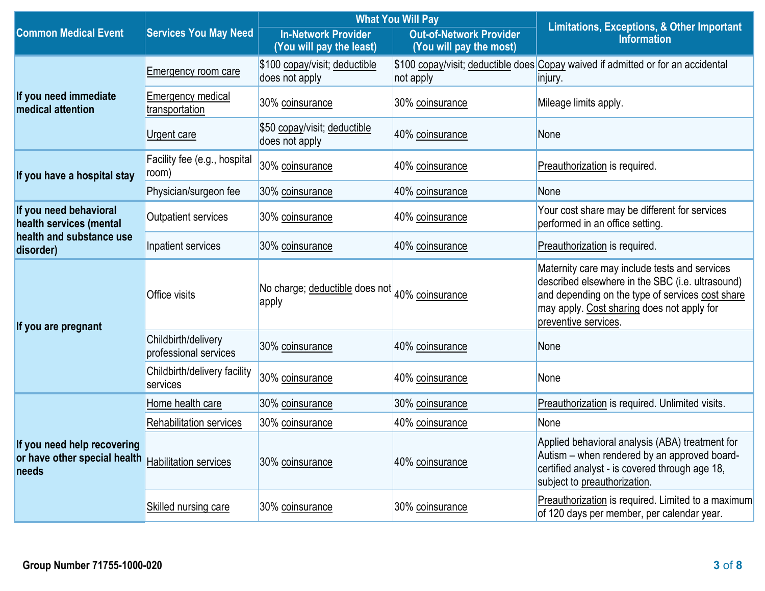| Common Medical Event | Services You May Need | What You Will Pay | | Limitations, Exceptions, & Other Important Information |
|---|---|---|---|---|
| | | In-Network Provider (You will pay the least) | Out-of-Network Provider (You will pay the most) | |
| If you need immediate medical attention | Emergency room care | $100 copay/visit; deductible does not apply | $100 copay/visit; deductible does not apply | Copay waived if admitted or for an accidental injury. |
| | Emergency medical transportation | 30% coinsurance | 30% coinsurance | Mileage limits apply. |
| | Urgent care | $50 copay/visit; deductible does not apply | 40% coinsurance | None |
| If you have a hospital stay | Facility fee (e.g., hospital room) | 30% coinsurance | 40% coinsurance | Preauthorization is required. |
| | Physician/surgeon fee | 30% coinsurance | 40% coinsurance | None |
| If you need behavioral health services (mental health and substance use disorder) | Outpatient services | 30% coinsurance | 40% coinsurance | Your cost share may be different for services performed in an office setting. |
| | Inpatient services | 30% coinsurance | 40% coinsurance | Preauthorization is required. |
| If you are pregnant | Office visits | No charge; deductible does not apply | 40% coinsurance | Maternity care may include tests and services described elsewhere in the SBC (i.e. ultrasound) and depending on the type of services cost share may apply. Cost sharing does not apply for preventive services. |
| | Childbirth/delivery professional services | 30% coinsurance | 40% coinsurance | None |
| | Childbirth/delivery facility services | 30% coinsurance | 40% coinsurance | None |
| If you need help recovering or have other special health needs | Home health care | 30% coinsurance | 30% coinsurance | Preauthorization is required. Unlimited visits. |
| | Rehabilitation services | 30% coinsurance | 40% coinsurance | None |
| | Habilitation services | 30% coinsurance | 40% coinsurance | Applied behavioral analysis (ABA) treatment for Autism – when rendered by an approved board-certified analyst - is covered through age 18, subject to preauthorization. |
| | Skilled nursing care | 30% coinsurance | 30% coinsurance | Preauthorization is required. Limited to a maximum of 120 days per member, per calendar year. |

Group Number 71755-1000-020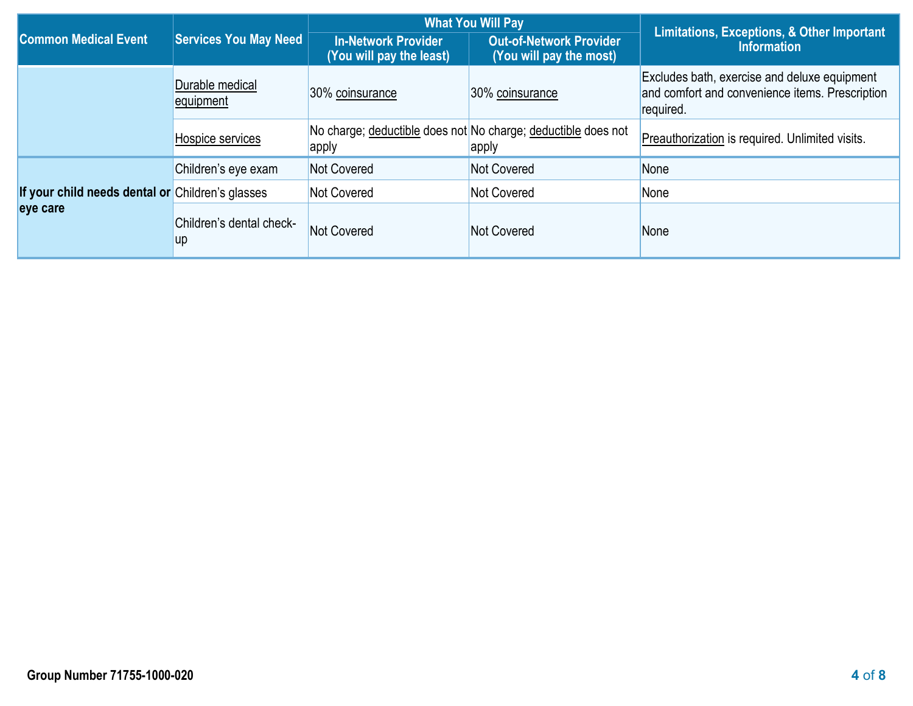| Common Medical Event | Services You May Need | What You Will Pay | | Limitations, Exceptions, & Other Important Information |
|---|---|---|---|---|
| | | In-Network Provider (You will pay the least) | Out-of-Network Provider (You will pay the most) | |
| | Durable medical equipment | 30% coinsurance | 30% coinsurance | Excludes bath, exercise and deluxe equipment and comfort and convenience items. Prescription required. |
| | Hospice services | No charge; deductible does not apply | No charge; deductible does not apply | Preauthorization is required. Unlimited visits. |
| **If your child needs dental or eye care** | Children's eye exam | Not Covered | Not Covered | None |
| | Children's glasses | Not Covered | Not Covered | None |
| | Children's dental check-up | Not Covered | Not Covered | None |

**Group Number 71755-1000-020**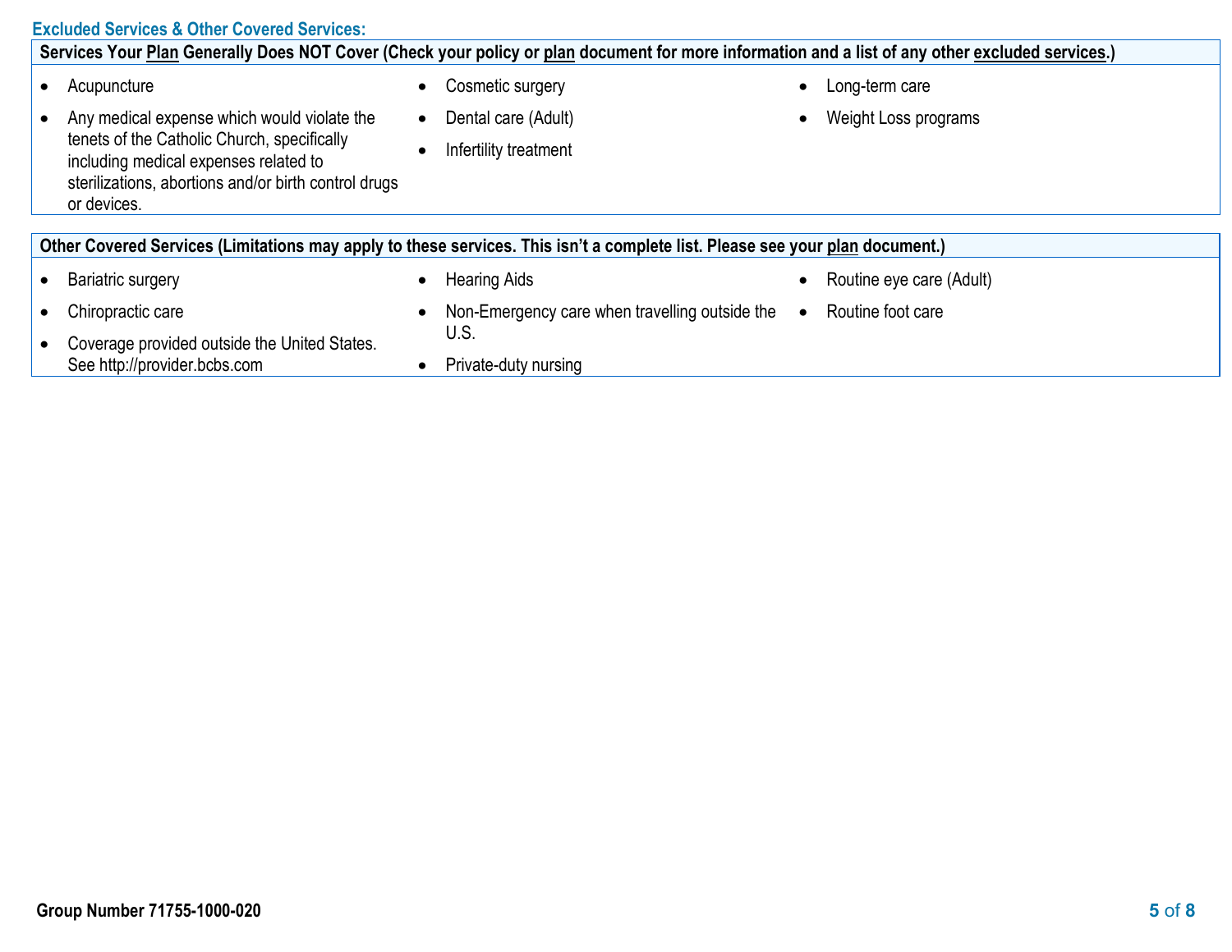## Excluded Services & Other Covered Services:

**Services Your Plan Generally Does NOT Cover (Check your policy or plan document for more information and a list of any other excluded services.)**

- Acupuncture
- Any medical expense which would violate the tenets of the Catholic Church, specifically including medical expenses related to sterilizations, abortions and/or birth control drugs or devices.
- Cosmetic surgery
- Dental care (Adult)
- Infertility treatment
- Long-term care
- Weight Loss programs

**Other Covered Services (Limitations may apply to these services. This isn't a complete list. Please see your plan document.)**

- Bariatric surgery
- Chiropractic care
- Coverage provided outside the United States. See http://provider.bcbs.com
- Hearing Aids
- Non-Emergency care when travelling outside the U.S.
- Private-duty nursing
- Routine eye care (Adult)
- Routine foot care

**Group Number 71755-1000-020**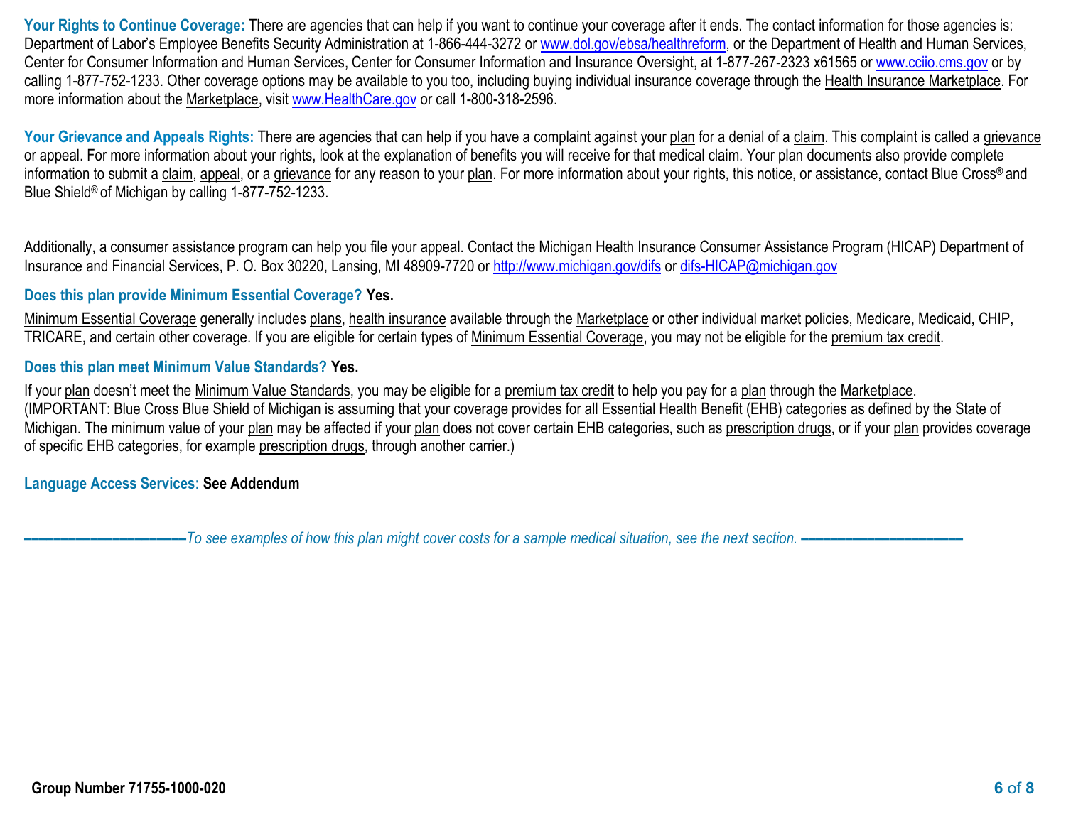**Your Rights to Continue Coverage:** There are agencies that can help if you want to continue your coverage after it ends. The contact information for those agencies is: Department of Labor's Employee Benefits Security Administration at 1-866-444-3272 or www.dol.gov/ebsa/healthreform, or the Department of Health and Human Services, Center for Consumer Information and Human Services, Center for Consumer Information and Insurance Oversight, at 1-877-267-2323 x61565 or www.cciio.cms.gov or by calling 1-877-752-1233. Other coverage options may be available to you too, including buying individual insurance coverage through the Health Insurance Marketplace. For more information about the Marketplace, visit www.HealthCare.gov or call 1-800-318-2596.

**Your Grievance and Appeals Rights:** There are agencies that can help if you have a complaint against your plan for a denial of a claim. This complaint is called a grievance or appeal. For more information about your rights, look at the explanation of benefits you will receive for that medical claim. Your plan documents also provide complete information to submit a claim, appeal, or a grievance for any reason to your plan. For more information about your rights, this notice, or assistance, contact Blue Cross® and Blue Shield® of Michigan by calling 1-877-752-1233.

Additionally, a consumer assistance program can help you file your appeal. Contact the Michigan Health Insurance Consumer Assistance Program (HICAP) Department of Insurance and Financial Services, P. O. Box 30220, Lansing, MI 48909-7720 or http://www.michigan.gov/difs or difs-HICAP@michigan.gov

**Does this plan provide Minimum Essential Coverage? Yes.**

Minimum Essential Coverage generally includes plans, health insurance available through the Marketplace or other individual market policies, Medicare, Medicaid, CHIP, TRICARE, and certain other coverage. If you are eligible for certain types of Minimum Essential Coverage, you may not be eligible for the premium tax credit.

**Does this plan meet Minimum Value Standards? Yes.**

If your plan doesn't meet the Minimum Value Standards, you may be eligible for a premium tax credit to help you pay for a plan through the Marketplace.
(IMPORTANT: Blue Cross Blue Shield of Michigan is assuming that your coverage provides for all Essential Health Benefit (EHB) categories as defined by the State of Michigan. The minimum value of your plan may be affected if your plan does not cover certain EHB categories, such as prescription drugs, or if your plan provides coverage of specific EHB categories, for example prescription drugs, through another carrier.)

**Language Access Services: See Addendum**

*——————————To see examples of how this plan might cover costs for a sample medical situation, see the next section. ——————————*

**Group Number 71755-1000-020**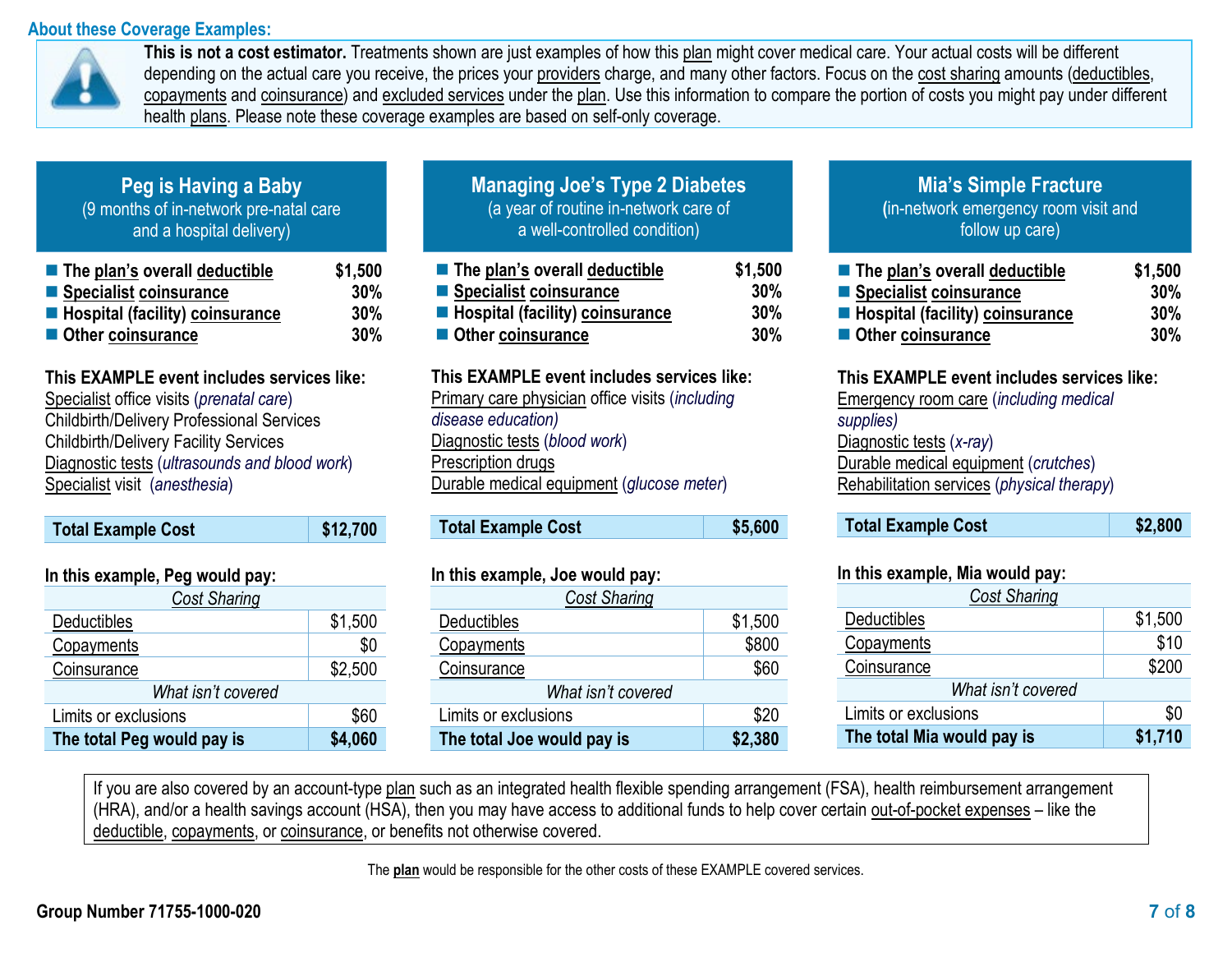## About these Coverage Examples:

**This is not a cost estimator.** Treatments shown are just examples of how this plan might cover medical care. Your actual costs will be different depending on the actual care you receive, the prices your providers charge, and many other factors. Focus on the cost sharing amounts (deductibles, copayments and coinsurance) and excluded services under the plan. Use this information to compare the portion of costs you might pay under different health plans. Please note these coverage examples are based on self-only coverage.

### Peg is Having a Baby
(9 months of in-network pre-natal care and a hospital delivery)

- **The plan's overall deductible** — **$1,500**
- **Specialist coinsurance** — **30%**
- **Hospital (facility) coinsurance** — **30%**
- **Other coinsurance** — **30%**

**This EXAMPLE event includes services like:**
Specialist office visits (*prenatal care*)
Childbirth/Delivery Professional Services
Childbirth/Delivery Facility Services
Diagnostic tests (*ultrasounds and blood work*)
Specialist visit (*anesthesia*)

| **Total Example Cost** | **$12,700** |
|---|---|

**In this example, Peg would pay:**

| *Cost Sharing* | |
|---|---|
| Deductibles | $1,500 |
| Copayments | $0 |
| Coinsurance | $2,500 |
| *What isn't covered* | |
| Limits or exclusions | $60 |
| **The total Peg would pay is** | **$4,060** |

### Managing Joe's Type 2 Diabetes
(a year of routine in-network care of a well-controlled condition)

- **The plan's overall deductible** — **$1,500**
- **Specialist coinsurance** — **30%**
- **Hospital (facility) coinsurance** — **30%**
- **Other coinsurance** — **30%**

**This EXAMPLE event includes services like:**
Primary care physician office visits (*including disease education)*
Diagnostic tests (*blood work*)
Prescription drugs
Durable medical equipment (*glucose meter*)

| **Total Example Cost** | **$5,600** |
|---|---|

**In this example, Joe would pay:**

| *Cost Sharing* | |
|---|---|
| Deductibles | $1,500 |
| Copayments | $800 |
| Coinsurance | $60 |
| *What isn't covered* | |
| Limits or exclusions | $20 |
| **The total Joe would pay is** | **$2,380** |

### Mia's Simple Fracture
(in-network emergency room visit and follow up care)

- **The plan's overall deductible** — **$1,500**
- **Specialist coinsurance** — **30%**
- **Hospital (facility) coinsurance** — **30%**
- **Other coinsurance** — **30%**

**This EXAMPLE event includes services like:**
Emergency room care (*including medical supplies)*
Diagnostic tests (*x-ray*)
Durable medical equipment (*crutches*)
Rehabilitation services (*physical therapy*)

| **Total Example Cost** | **$2,800** |
|---|---|

**In this example, Mia would pay:**

| *Cost Sharing* | |
|---|---|
| Deductibles | $1,500 |
| Copayments | $10 |
| Coinsurance | $200 |
| *What isn't covered* | |
| Limits or exclusions | $0 |
| **The total Mia would pay is** | **$1,710** |

If you are also covered by an account-type plan such as an integrated health flexible spending arrangement (FSA), health reimbursement arrangement (HRA), and/or a health savings account (HSA), then you may have access to additional funds to help cover certain out-of-pocket expenses – like the deductible, copayments, or coinsurance, or benefits not otherwise covered.

The **plan** would be responsible for the other costs of these EXAMPLE covered services.

**Group Number 71755-1000-020**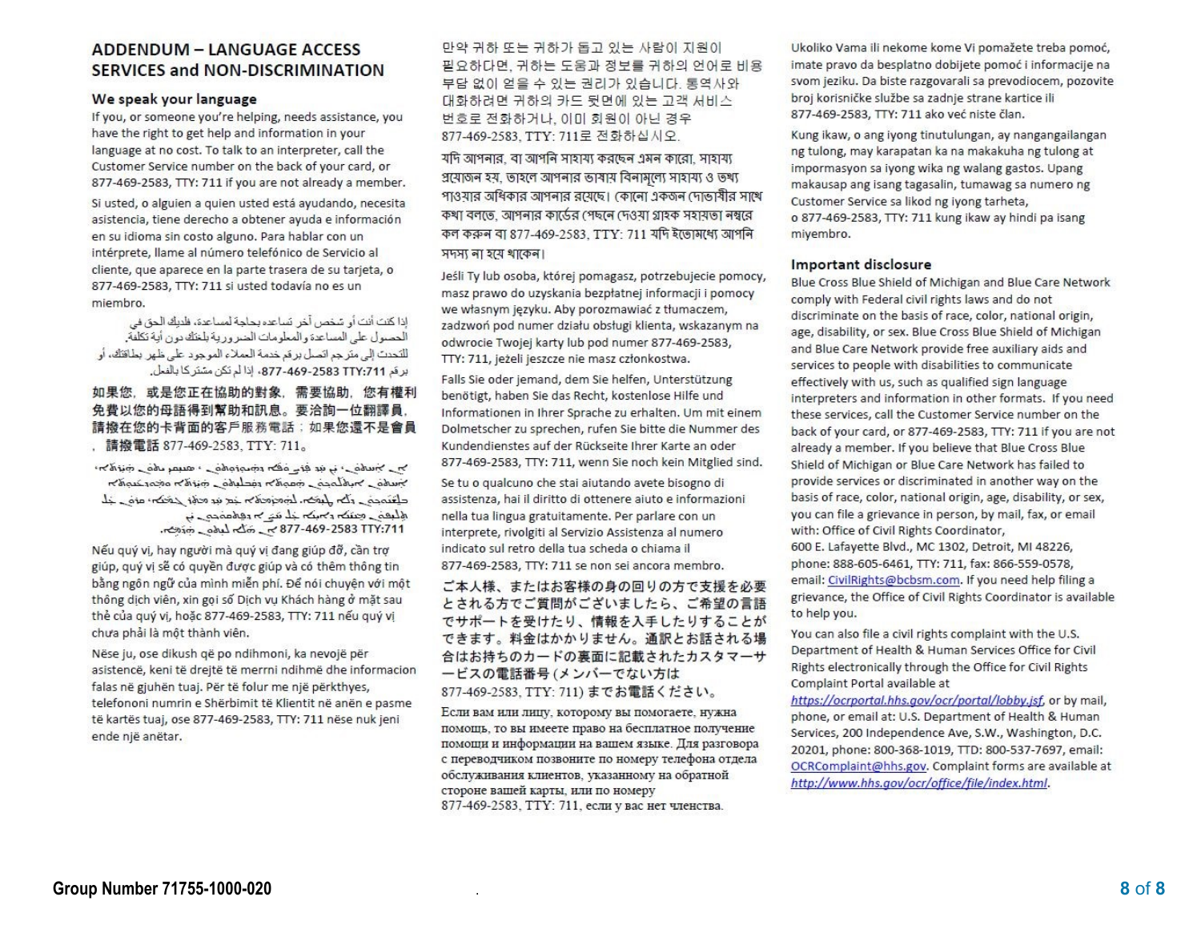## ADDENDUM – LANGUAGE ACCESS SERVICES and NON-DISCRIMINATION

### We speak your language

If you, or someone you're helping, needs assistance, you have the right to get help and information in your language at no cost. To talk to an interpreter, call the Customer Service number on the back of your card, or 877-469-2583, TTY: 711 if you are not already a member.

Si usted, o alguien a quien usted está ayudando, necesita asistencia, tiene derecho a obtener ayuda e información en su idioma sin costo alguno. Para hablar con un intérprete, llame al número telefónico de Servicio al cliente, que aparece en la parte trasera de su tarjeta, o 877-469-2583, TTY: 711 si usted todavía no es un miembro.

إذا كنت أنت أو شخص آخر تساعده بحاجة لمساعدة، فلديك الحق في الحصول على المساعدة والمعلومات الضرورية بلغتك دون أية تكلفة. للتحدث إلى مترجم اتصل برقم خدمة العملاء الموجود على ظهر بطاقتك، أو برقم 877-469-2583 TTY:711، إذا لم تكن مشتركا بالفعل.

**如果您，或是您正在協助的對象，需要協助，您有權利免費以您的母語得到幫助和訊息。要洽詢一位翻譯員，請撥在您的卡背面的客戶服務電話；如果您還不是會員，請撥電話** 877-469-2583, TTY: 711。

ܐܢ ܚܢܘܬ، ܝܢ ܝܢܐ ܕܐܢܬ ܒܝܠܘܟ ܗܢܕܪܐ ܠܗ، ܣܢܝܩܐ ܝܠܗ ܠܥܘܕܪܢܐ، ܐܝܬ ܠܘܟ ܙܕܩܐ ܕܡܩܒܠܬ ܥܘܕܪܢܐ ܘܡܘܕܥܢܘܬܐ ܒܠܫܢܘܟ ܒܠܐ ܕܦܪܥܬ ܡܕܡ. ܠܡܡܠܠܐ ܥܡ ܬܪܓܡܢܐ، ܩܪܝ ܠܡܢܝܢܐ ܕܚܠܡܬ ܙܒܘܢܐ ܕܟܬܝܒ ܠܒܣܬܪ ܕܟܪܛܝܣܘܟ ܝܢ 877-469-2583 TTY:711 ܐܢ ܠܐ ܝܘܬ ܗܕܡܐ.

Nếu quý vị, hay người mà quý vị đang giúp đỡ, cần trợ giúp, quý vị sẽ có quyền được giúp và có thêm thông tin bằng ngôn ngữ của mình miễn phí. Để nói chuyện với một thông dịch viên, xin gọi số Dịch vụ Khách hàng ở mặt sau thẻ của quý vị, hoặc 877-469-2583, TTY: 711 nếu quý vị chưa phải là một thành viên.

Nëse ju, ose dikush që po ndihmoni, ka nevojë për asistencë, keni të drejtë të merrni ndihmë dhe informacion falas në gjuhën tuaj. Për të folur me një përkthyes, telefononi numrin e Shërbimit të Klientit në anën e pasme të kartës tuaj, ose 877-469-2583, TTY: 711 nëse nuk jeni ende një anëtar.

만약 귀하 또는 귀하가 돕고 있는 사람이 지원이 필요하다면, 귀하는 도움과 정보를 귀하의 언어로 비용 부담 없이 얻을 수 있는 권리가 있습니다. 통역사와 대화하려면 귀하의 카드 뒷면에 있는 고객 서비스 번호로 전화하거나, 이미 회원이 아닌 경우 877-469-2583, TTY: 711로 전화하십시오.

যদি আপনার, বা আপনি সাহায্য করছেন এমন কারো, সাহায্য প্রয়োজন হয়, তাহলে আপনার ভাষায় বিনামূল্যে সাহায্য ও তথ্য পাওয়ার অধিকার আপনার রয়েছে। কোনো একজন দোভাষীর সাথে কথা বলতে, আপনার কার্ডের পেছনে দেওয়া গ্রাহক সহায়তা নম্বরে কল করুন বা 877-469-2583, TTY: 711 যদি ইতোমধ্যে আপনি সদস্য না হয়ে থাকেন।

Jeśli Ty lub osoba, której pomagasz, potrzebujecie pomocy, masz prawo do uzyskania bezpłatnej informacji i pomocy we własnym języku. Aby porozmawiać z tłumaczem, zadzwoń pod numer działu obsługi klienta, wskazanym na odwrocie Twojej karty lub pod numer 877-469-2583, TTY: 711, jeżeli jeszcze nie masz członkostwa.

Falls Sie oder jemand, dem Sie helfen, Unterstützung benötigt, haben Sie das Recht, kostenlose Hilfe und Informationen in Ihrer Sprache zu erhalten. Um mit einem Dolmetscher zu sprechen, rufen Sie bitte die Nummer des Kundendienstes auf der Rückseite Ihrer Karte an oder 877-469-2583, TTY: 711, wenn Sie noch kein Mitglied sind.

Se tu o qualcuno che stai aiutando avete bisogno di assistenza, hai il diritto di ottenere aiuto e informazioni nella tua lingua gratuitamente. Per parlare con un interprete, rivolgiti al Servizio Assistenza al numero indicato sul retro della tua scheda o chiama il 877-469-2583, TTY: 711 se non sei ancora membro.

ご本人様、またはお客様の身の回りの方で支援を必要とされる方でご質問がございましたら、ご希望の言語でサポートを受けたり、情報を入手したりすることができます。料金はかかりません。通訳とお話される場合はお持ちのカードの裏面に記載されたカスタマーサービスの電話番号(メンバーでない方は 877-469-2583, TTY: 711)までお電話ください。

Если вам или лицу, которому вы помогаете, нужна помощь, то вы имеете право на бесплатное получение помощи и информации на вашем языке. Для разговора с переводчиком позвоните по номеру телефона отдела обслуживания клиентов, указанному на обратной стороне вашей карты, или по номеру 877-469-2583, TTY: 711, если у вас нет членства.

Ukoliko Vama ili nekome kome Vi pomažete treba pomoć, imate pravo da besplatno dobijete pomoć i informacije na svom jeziku. Da biste razgovarali sa prevodiocem, pozovite broj korisničke službe sa zadnje strane kartice ili 877-469-2583, TTY: 711 ako već niste član.

Kung ikaw, o ang iyong tinutulungan, ay nangangailangan ng tulong, may karapatan ka na makakuha ng tulong at impormasyon sa iyong wika ng walang gastos. Upang makausap ang isang tagasalin, tumawag sa numero ng Customer Service sa likod ng iyong tarheta, o 877-469-2583, TTY: 711 kung ikaw ay hindi pa isang miyembro.

### Important disclosure

Blue Cross Blue Shield of Michigan and Blue Care Network comply with Federal civil rights laws and do not discriminate on the basis of race, color, national origin, age, disability, or sex. Blue Cross Blue Shield of Michigan and Blue Care Network provide free auxiliary aids and services to people with disabilities to communicate effectively with us, such as qualified sign language interpreters and information in other formats. If you need these services, call the Customer Service number on the back of your card, or 877-469-2583, TTY: 711 if you are not already a member. If you believe that Blue Cross Blue Shield of Michigan or Blue Care Network has failed to provide services or discriminated in another way on the basis of race, color, national origin, age, disability, or sex, you can file a grievance in person, by mail, fax, or email with: Office of Civil Rights Coordinator, 600 E. Lafayette Blvd., MC 1302, Detroit, MI 48226, phone: 888-605-6461, TTY: 711, fax: 866-559-0578, email: CivilRights@bcbsm.com. If you need help filing a grievance, the Office of Civil Rights Coordinator is available to help you.

You can also file a civil rights complaint with the U.S. Department of Health & Human Services Office for Civil Rights electronically through the Office for Civil Rights Complaint Portal available at https://ocrportal.hhs.gov/ocr/portal/lobby.jsf, or by mail, phone, or email at: U.S. Department of Health & Human Services, 200 Independence Ave, S.W., Washington, D.C. 20201, phone: 800-368-1019, TTD: 800-537-7697, email: OCRComplaint@hhs.gov. Complaint forms are available at http://www.hhs.gov/ocr/office/file/index.html.

**Group Number 71755-1000-020**